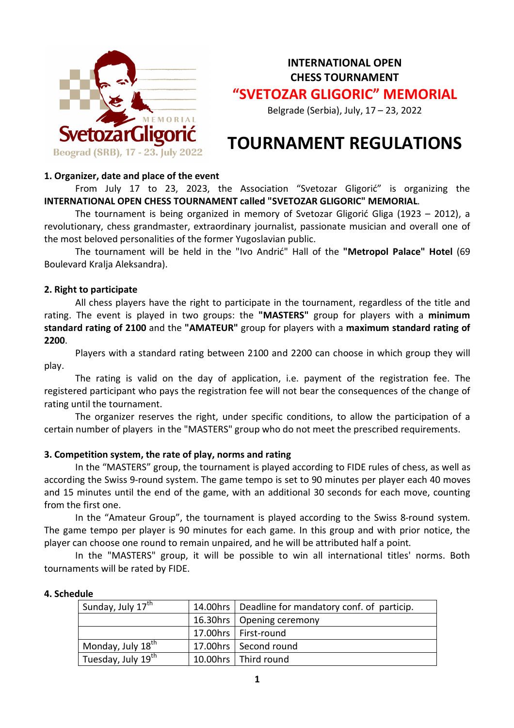# INTERNATIONAL OPEN CHESS TOURNAMENT

## "SVETOZAR GLIGORIC" MEMORIAL

Belgrade (Serbia), July, 17 – 23, 2022

# TOURNAMENT REGULATIONS

### 1. Organizer, date and place of the event

From July 17 to 23, 2023, the Association "Svetozar Gligorić" is organizing the **INTERNATIONAL OPEN CHESS TOURNAMENT called "SVETOZAR GLIGORIC" MEMORIAL**.

The tournament is being organized in memory of Svetozar Gligorić Gliga (1923 – 2012), a revolutionary, chess grandmaster, extraordinary journalist, passionate musician and overall one of the most beloved personalities of the former Yugoslavian public.

The tournament will be held in the "Ivo Andrić" Hall of the **"Metropol Palace" Hotel** (69 Boulevard Kralja Aleksandra).

### 2. Right to participate

All chess players have the right to participate in the tournament, regardless of the title and rating. The event is played in two groups: the **"MASTERS"** group for players with a **minimum standard rating of 2100** and the **"AMATEUR"** group for players with a **maximum standard rating of 2200**.

Players with a standard rating between 2100 and 2200 can choose in which group they will play.

The rating is valid on the day of application, i.e. payment of the registration fee. The registered participant who pays the registration fee will not bear the consequences of the change of rating until the tournament.

The organizer reserves the right, under specific conditions, to allow the participation of a certain number of players in the "MASTERS" group who do not meet the prescribed requirements.

### 3. Competition system, the rate of play, norms and rating

In the "MASTERS" group, the tournament is played according to FIDE rules of chess, as well as according the Swiss 9-round system. The game tempo is set to 90 minutes per player each 40 moves and 15 minutes until the end of the game, with an additional 30 seconds for each move, counting from the first one.

In the "Amateur Group", the tournament is played according to the Swiss 8-round system. The game tempo per player is 90 minutes for each game. In this group and with prior notice, the player can choose one round to remain unpaired, and he will be attributed half a point.

In the "MASTERS" group, it will be possible to win all international titles' norms. Both tournaments will be rated by FIDE.

### 4. Schedule

| | | |
|---|---|---|
| Sunday, July 17th | 14.00hrs | Deadline for mandatory conf. of particip. |
| | 16.30hrs | Opening ceremony |
| | 17.00hrs | First-round |
| Monday, July 18th | 17.00hrs | Second round |
| Tuesday, July 19th | 10.00hrs | Third round |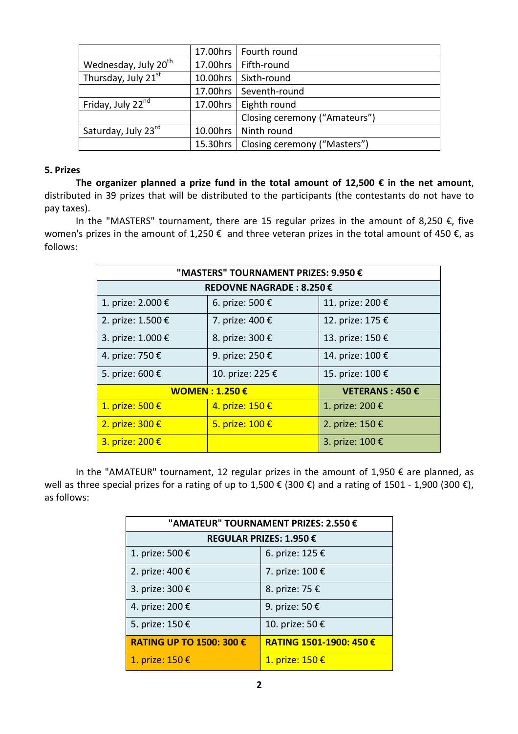| | | |
|---|---|---|
| | 17.00hrs | Fourth round |
| Wednesday, July 20th | 17.00hrs | Fifth-round |
| Thursday, July 21st | 10.00hrs | Sixth-round |
| | 17.00hrs | Seventh-round |
| Friday, July 22nd | 17.00hrs | Eighth round |
| | | Closing ceremony ("Amateurs") |
| Saturday, July 23rd | 10.00hrs | Ninth round |
| | 15.30hrs | Closing ceremony ("Masters") |

**5. Prizes**

**The organizer planned a prize fund in the total amount of 12,500 € in the net amount**, distributed in 39 prizes that will be distributed to the participants (the contestants do not have to pay taxes).

In the "MASTERS" tournament, there are 15 regular prizes in the amount of 8,250 €, five women's prizes in the amount of 1,250 € and three veteran prizes in the total amount of 450 €, as follows:

| **"MASTERS" TOURNAMENT PRIZES: 9.950 €** | | |
|---|---|---|
| **REDOVNE NAGRADE : 8.250 €** | | |
| 1. prize: 2.000 € | 6. prize: 500 € | 11. prize: 200 € |
| 2. prize: 1.500 € | 7. prize: 400 € | 12. prize: 175 € |
| 3. prize: 1.000 € | 8. prize: 300 € | 13. prize: 150 € |
| 4. prize: 750 € | 9. prize: 250 € | 14. prize: 100 € |
| 5. prize: 600 € | 10. prize: 225 € | 15. prize: 100 € |
| **WOMEN : 1.250 €** | | **VETERANS : 450 €** |
| 1. prize: 500 € | 4. prize: 150 € | 1. prize: 200 € |
| 2. prize: 300 € | 5. prize: 100 € | 2. prize: 150 € |
| 3. prize: 200 € | | 3. prize: 100 € |

In the "AMATEUR" tournament, 12 regular prizes in the amount of 1,950 € are planned, as well as three special prizes for a rating of up to 1,500 € (300 €) and a rating of 1501 - 1,900 (300 €), as follows:

| **"AMATEUR" TOURNAMENT PRIZES: 2.550 €** | |
|---|---|
| **REGULAR PRIZES: 1.950 €** | |
| 1. prize: 500 € | 6. prize: 125 € |
| 2. prize: 400 € | 7. prize: 100 € |
| 3. prize: 300 € | 8. prize: 75 € |
| 4. prize: 200 € | 9. prize: 50 € |
| 5. prize: 150 € | 10. prize: 50 € |
| **RATING UP TO 1500: 300 €** | **RATING 1501-1900: 450 €** |
| 1. prize: 150 € | 1. prize: 150 € |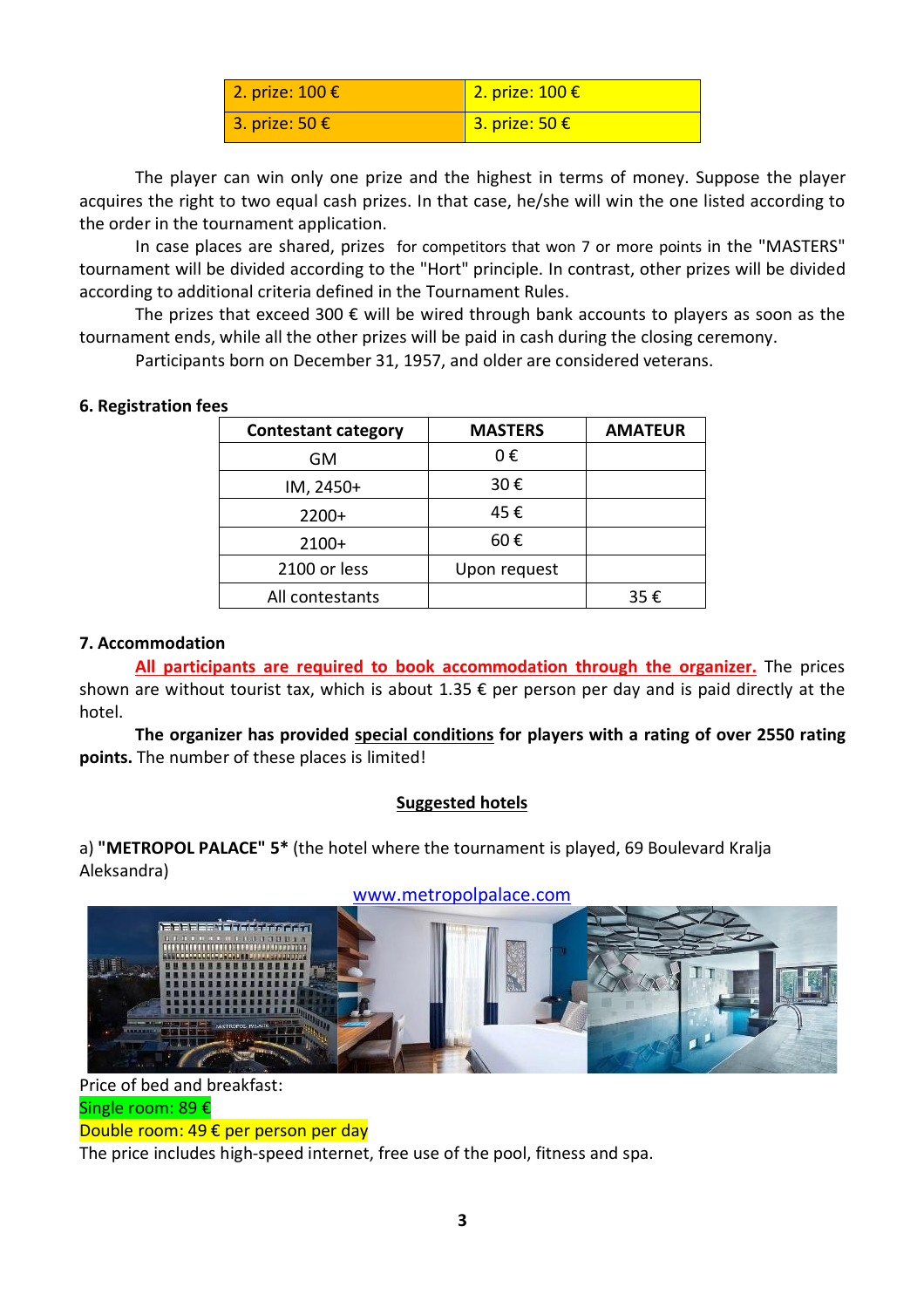| 2. prize: 100 € | 2. prize: 100 € |
|---|---|
| 3. prize: 50 € | 3. prize: 50 € |

The player can win only one prize and the highest in terms of money. Suppose the player acquires the right to two equal cash prizes. In that case, he/she will win the one listed according to the order in the tournament application.

In case places are shared, prizes for competitors that won 7 or more points in the "MASTERS" tournament will be divided according to the "Hort" principle. In contrast, other prizes will be divided according to additional criteria defined in the Tournament Rules.

The prizes that exceed 300 € will be wired through bank accounts to players as soon as the tournament ends, while all the other prizes will be paid in cash during the closing ceremony.

Participants born on December 31, 1957, and older are considered veterans.

**6. Registration fees**

| Contestant category | MASTERS | AMATEUR |
|---|---|---|
| GM | 0 € | |
| IM, 2450+ | 30 € | |
| 2200+ | 45 € | |
| 2100+ | 60 € | |
| 2100 or less | Upon request | |
| All contestants | | 35 € |

**7. Accommodation**

**All participants are required to book accommodation through the organizer.** The prices shown are without tourist tax, which is about 1.35 € per person per day and is paid directly at the hotel.

**The organizer has provided special conditions for players with a rating of over 2550 rating points.** The number of these places is limited!

**Suggested hotels**

a) **"METROPOL PALACE" 5*** (the hotel where the tournament is played, 69 Boulevard Kralja Aleksandra)

www.metropolpalace.com

Price of bed and breakfast:

Single room: 89 €

Double room: 49 € per person per day

The price includes high-speed internet, free use of the pool, fitness and spa.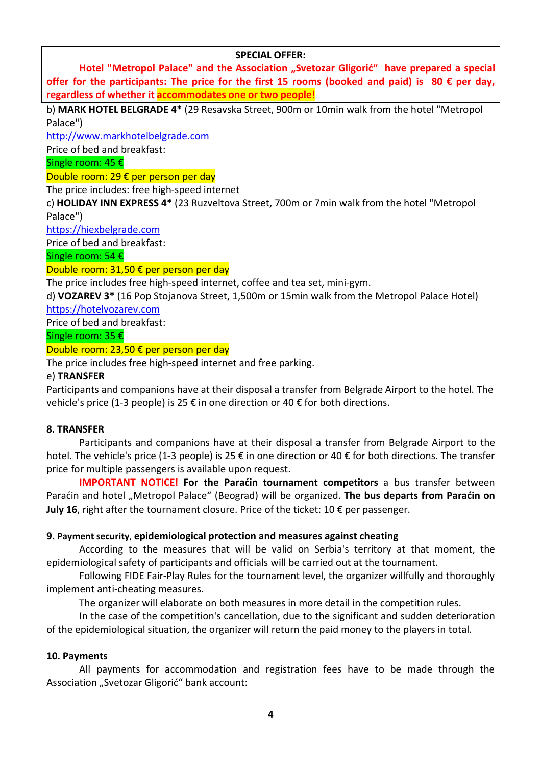**SPECIAL OFFER:**

**Hotel "Metropol Palace" and the Association „Svetozar Gligorić" have prepared a special offer for the participants: The price for the first 15 rooms (booked and paid) is 80 € per day, regardless of whether it accommodates one or two people!**

b) **MARK HOTEL BELGRADE 4*** (29 Resavska Street, 900m or 10min walk from the hotel "Metropol Palace")

http://www.markhotelbelgrade.com

Price of bed and breakfast:

Single room: 45 €

Double room: 29 € per person per day

The price includes: free high-speed internet

c) **HOLIDAY INN EXPRESS 4*** (23 Ruzveltova Street, 700m or 7min walk from the hotel "Metropol Palace")

https://hiexbelgrade.com

Price of bed and breakfast:

Single room: 54 €

Double room: 31,50 € per person per day

The price includes free high-speed internet, coffee and tea set, mini-gym.

d) **VOZAREV 3*** (16 Pop Stojanova Street, 1,500m or 15min walk from the Metropol Palace Hotel)

https://hotelvozarev.com

Price of bed and breakfast:

Single room: 35 €

Double room: 23,50 € per person per day

The price includes free high-speed internet and free parking.

e) **TRANSFER**

Participants and companions have at their disposal a transfer from Belgrade Airport to the hotel. The vehicle's price (1-3 people) is 25 € in one direction or 40 € for both directions.

## 8. TRANSFER

Participants and companions have at their disposal a transfer from Belgrade Airport to the hotel. The vehicle's price (1-3 people) is 25 € in one direction or 40 € for both directions. The transfer price for multiple passengers is available upon request.

**IMPORTANT NOTICE! For the Paraćin tournament competitors** a bus transfer between Paraćin and hotel „Metropol Palace" (Beograd) will be organized. **The bus departs from Paraćin on July 16**, right after the tournament closure. Price of the ticket: 10 € per passenger.

## 9. Payment security, epidemiological protection and measures against cheating

According to the measures that will be valid on Serbia's territory at that moment, the epidemiological safety of participants and officials will be carried out at the tournament.

Following FIDE Fair-Play Rules for the tournament level, the organizer willfully and thoroughly implement anti-cheating measures.

The organizer will elaborate on both measures in more detail in the competition rules.

In the case of the competition's cancellation, due to the significant and sudden deterioration of the epidemiological situation, the organizer will return the paid money to the players in total.

## 10. Payments

All payments for accommodation and registration fees have to be made through the Association „Svetozar Gligorić" bank account: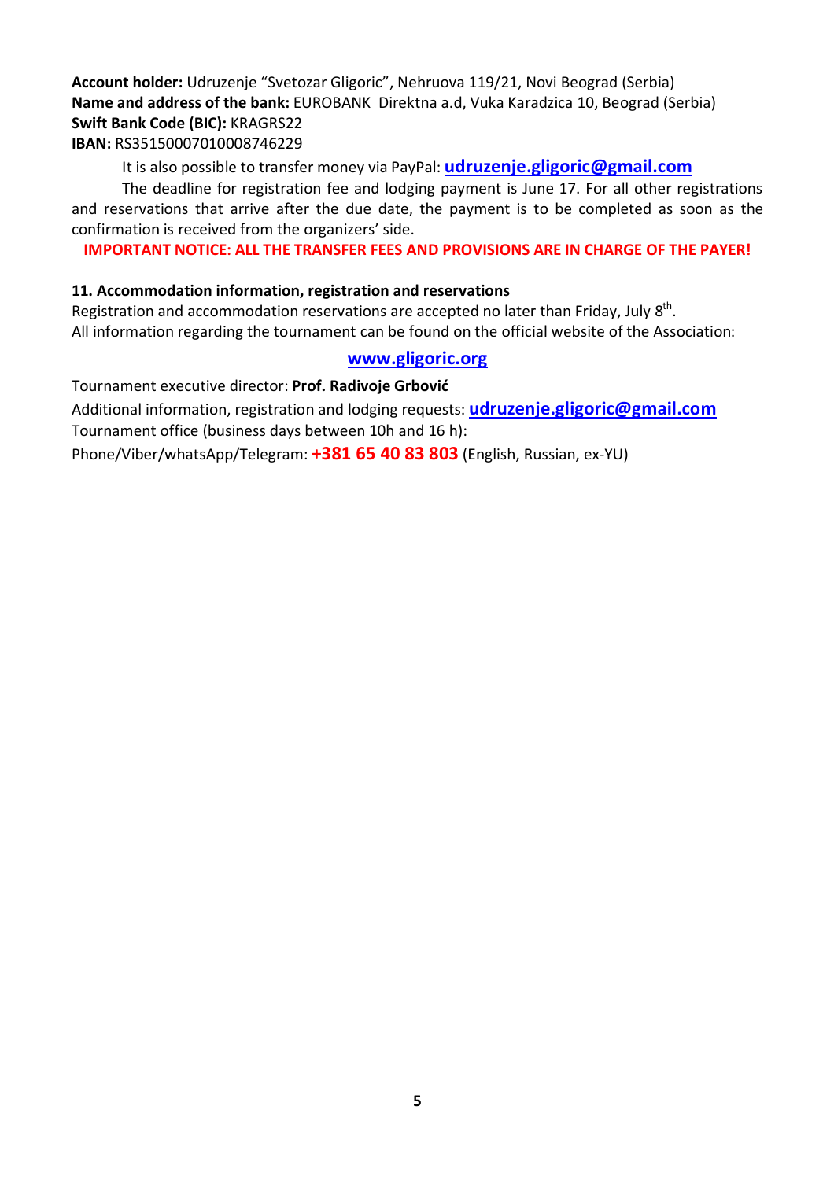**Account holder:** Udruzenje “Svetozar Gligoric”, Nehruova 119/21, Novi Beograd (Serbia)
**Name and address of the bank:** EUROBANK Direktna a.d, Vuka Karadzica 10, Beograd (Serbia)
**Swift Bank Code (BIC):** KRAGRS22
**IBAN:** RS35150007010008746229

It is also possible to transfer money via PayPal: **udruzenje.gligoric@gmail.com**

The deadline for registration fee and lodging payment is June 17. For all other registrations and reservations that arrive after the due date, the payment is to be completed as soon as the confirmation is received from the organizers’ side.

**IMPORTANT NOTICE: ALL THE TRANSFER FEES AND PROVISIONS ARE IN CHARGE OF THE PAYER!**

### 11. Accommodation information, registration and reservations

Registration and accommodation reservations are accepted no later than Friday, July 8th.
All information regarding the tournament can be found on the official website of the Association:

**www.gligoric.org**

Tournament executive director: **Prof. Radivoje Grbović**

Additional information, registration and lodging requests: **udruzenje.gligoric@gmail.com**

Tournament office (business days between 10h and 16 h):

Phone/Viber/whatsApp/Telegram: **+381 65 40 83 803** (English, Russian, ex-YU)